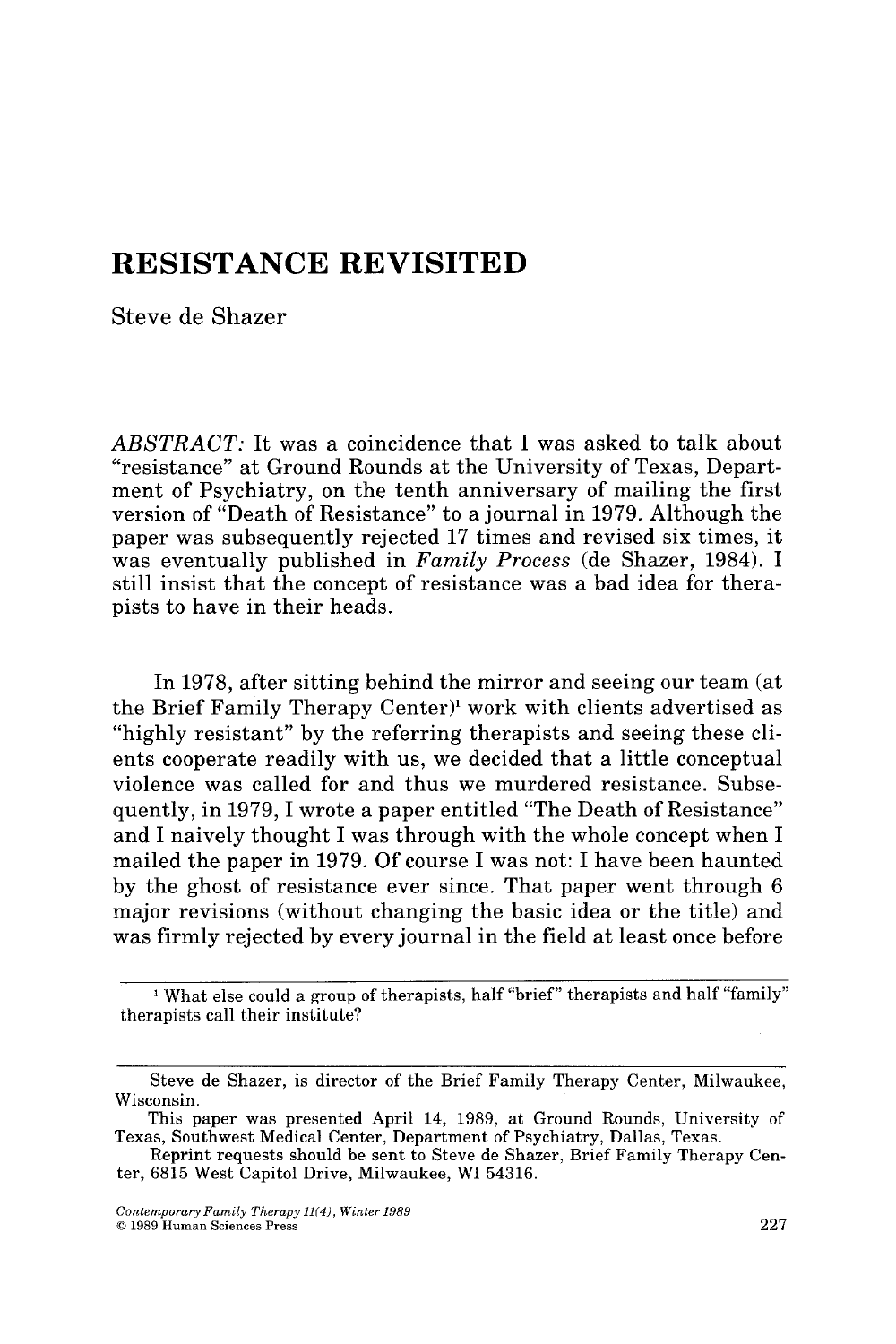# RESISTANCE REVISITED

Steve de Shazer

*ABSTRACT:* It was a coincidence that I was asked to talk about "resistance" at Ground Rounds at the University of Texas, Department of Psychiatry, on the tenth anniversary of mailing the first version of "Death of Resistance" to a journal in 1979. Although the paper was subsequently rejected 17 times and revised six times, it was eventually published in *Family Process* (de Shazer, 1984). I still insist that the concept of resistance was a bad idea for therapists to have in their heads.

In 1978, after sitting behind the mirror and seeing our team (at the Brief Family Therapy Center)[1] work with clients advertised as "highly resistant" by the referring therapists and seeing these clients cooperate readily with us, we decided that a little conceptual violence was called for and thus we murdered resistance. Subsequently, in 1979, I wrote a paper entitled "The Death of Resistance" and I naively thought I was through with the whole concept when I mailed the paper in 1979. Of course I was not: I have been haunted by the ghost of resistance ever since. That paper went through 6 major revisions (without changing the basic idea or the title) and was firmly rejected by every journal in the field at least once before

---

[1] What else could a group of therapists, half "brief" therapists and half "family" therapists call their institute?

---

Steve de Shazer, is director of the Brief Family Therapy Center, Milwaukee, Wisconsin.

This paper was presented April 14, 1989, at Ground Rounds, University of Texas, Southwest Medical Center, Department of Psychiatry, Dallas, Texas.

Reprint requests should be sent to Steve de Shazer, Brief Family Therapy Center, 6815 West Capitol Drive, Milwaukee, WI 54316.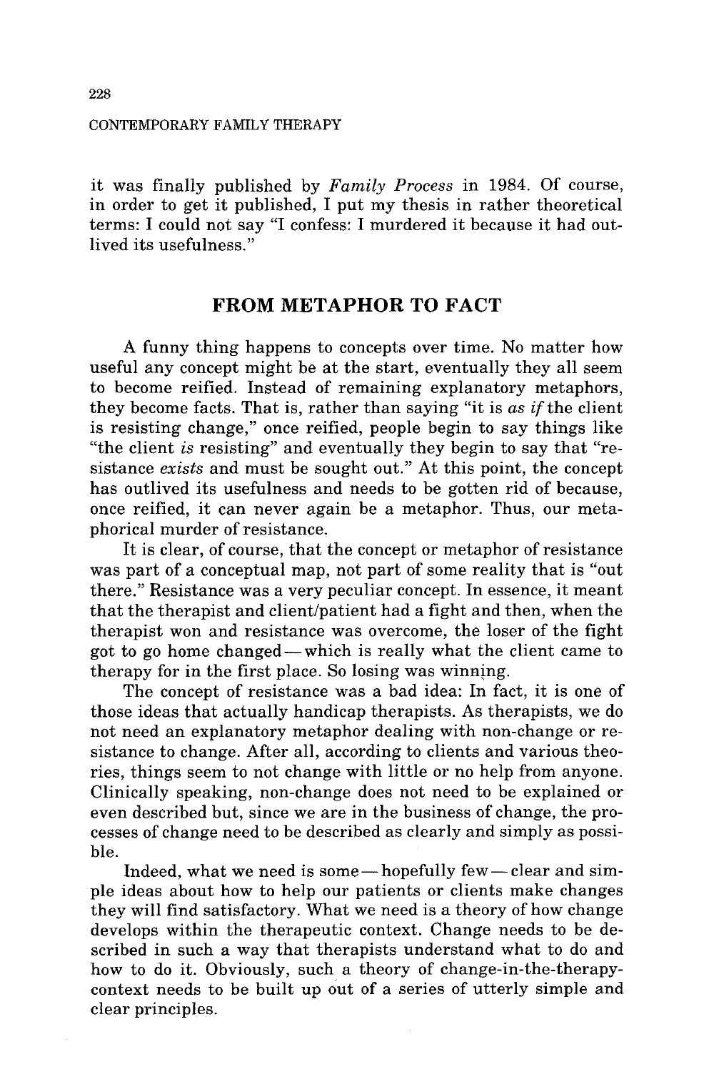it was finally published by *Family Process* in 1984. Of course, in order to get it published, I put my thesis in rather theoretical terms: I could not say "I confess: I murdered it because it had outlived its usefulness."

## FROM METAPHOR TO FACT

A funny thing happens to concepts over time. No matter how useful any concept might be at the start, eventually they all seem to become reified. Instead of remaining explanatory metaphors, they become facts. That is, rather than saying "it is *as if* the client is resisting change," once reified, people begin to say things like "the client *is* resisting" and eventually they begin to say that "resistance *exists* and must be sought out." At this point, the concept has outlived its usefulness and needs to be gotten rid of because, once reified, it can never again be a metaphor. Thus, our metaphorical murder of resistance.

It is clear, of course, that the concept or metaphor of resistance was part of a conceptual map, not part of some reality that is "out there." Resistance was a very peculiar concept. In essence, it meant that the therapist and client/patient had a fight and then, when the therapist won and resistance was overcome, the loser of the fight got to go home changed—which is really what the client came to therapy for in the first place. So losing was winning.

The concept of resistance was a bad idea: In fact, it is one of those ideas that actually handicap therapists. As therapists, we do not need an explanatory metaphor dealing with non-change or resistance to change. After all, according to clients and various theories, things seem to not change with little or no help from anyone. Clinically speaking, non-change does not need to be explained or even described but, since we are in the business of change, the processes of change need to be described as clearly and simply as possible.

Indeed, what we need is some—hopefully few—clear and simple ideas about how to help our patients or clients make changes they will find satisfactory. What we need is a theory of how change develops within the therapeutic context. Change needs to be described in such a way that therapists understand what to do and how to do it. Obviously, such a theory of change-in-the-therapy-context needs to be built up out of a series of utterly simple and clear principles.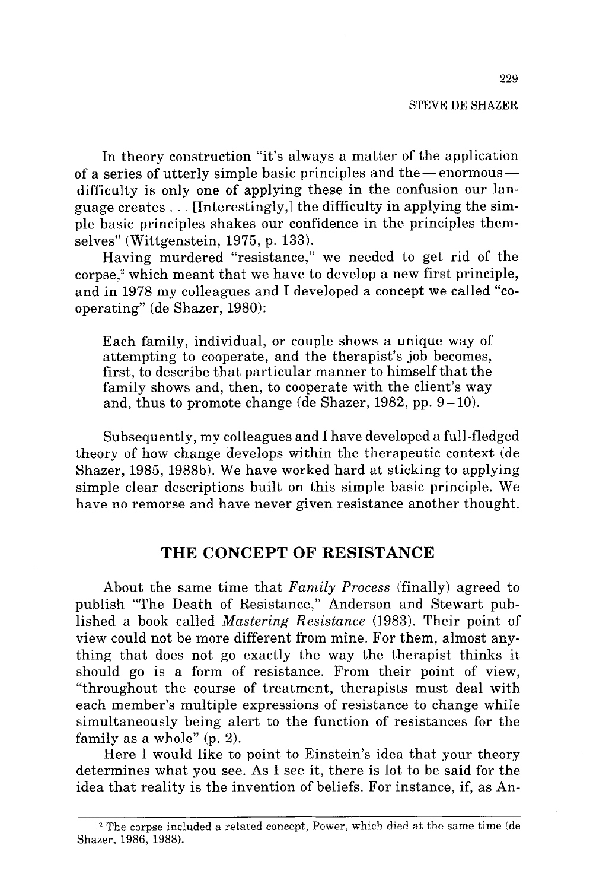In theory construction "it's always a matter of the application of a series of utterly simple basic principles and the — enormous — difficulty is only one of applying these in the confusion our language creates . . . [Interestingly,] the difficulty in applying the simple basic principles shakes our confidence in the principles themselves" (Wittgenstein, 1975, p. 133).

Having murdered "resistance," we needed to get rid of the corpse,[2] which meant that we have to develop a new first principle, and in 1978 my colleagues and I developed a concept we called "cooperating" (de Shazer, 1980):

> Each family, individual, or couple shows a unique way of attempting to cooperate, and the therapist's job becomes, first, to describe that particular manner to himself that the family shows and, then, to cooperate with the client's way and, thus to promote change (de Shazer, 1982, pp. 9–10).

Subsequently, my colleagues and I have developed a full-fledged theory of how change develops within the therapeutic context (de Shazer, 1985, 1988b). We have worked hard at sticking to applying simple clear descriptions built on this simple basic principle. We have no remorse and have never given resistance another thought.

## THE CONCEPT OF RESISTANCE

About the same time that *Family Process* (finally) agreed to publish "The Death of Resistance," Anderson and Stewart published a book called *Mastering Resistance* (1983). Their point of view could not be more different from mine. For them, almost anything that does not go exactly the way the therapist thinks it should go is a form of resistance. From their point of view, "throughout the course of treatment, therapists must deal with each member's multiple expressions of resistance to change while simultaneously being alert to the function of resistances for the family as a whole" (p. 2).

Here I would like to point to Einstein's idea that your theory determines what you see. As I see it, there is lot to be said for the idea that reality is the invention of beliefs. For instance, if, as An-

[2] The corpse included a related concept, Power, which died at the same time (de Shazer, 1986, 1988).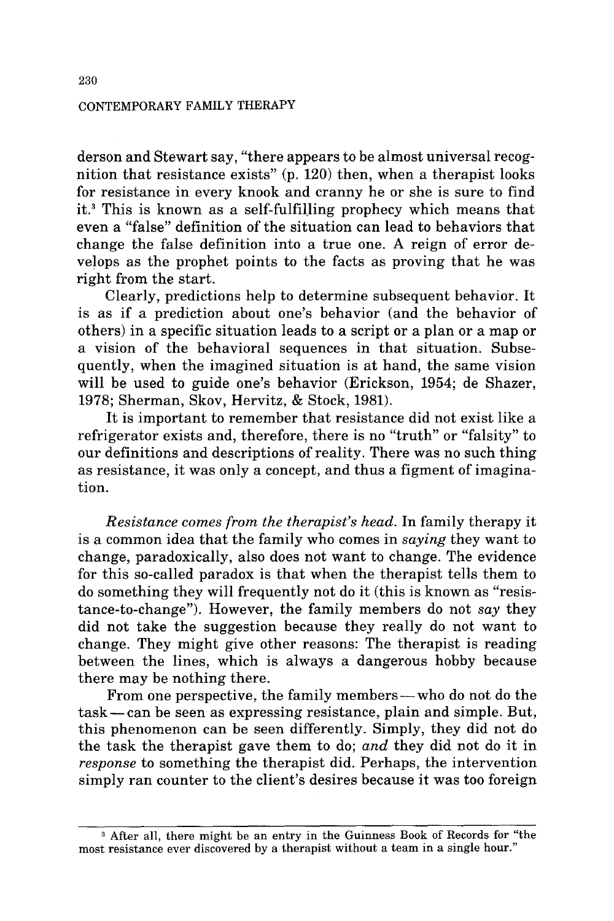derson and Stewart say, "there appears to be almost universal recognition that resistance exists" (p. 120) then, when a therapist looks for resistance in every knook and cranny he or she is sure to find it.[3] This is known as a self-fulfilling prophecy which means that even a "false" definition of the situation can lead to behaviors that change the false definition into a true one. A reign of error develops as the prophet points to the facts as proving that he was right from the start.

Clearly, predictions help to determine subsequent behavior. It is as if a prediction about one's behavior (and the behavior of others) in a specific situation leads to a script or a plan or a map or a vision of the behavioral sequences in that situation. Subsequently, when the imagined situation is at hand, the same vision will be used to guide one's behavior (Erickson, 1954; de Shazer, 1978; Sherman, Skov, Hervitz, & Stock, 1981).

It is important to remember that resistance did not exist like a refrigerator exists and, therefore, there is no "truth" or "falsity" to our definitions and descriptions of reality. There was no such thing as resistance, it was only a concept, and thus a figment of imagination.

*Resistance comes from the therapist's head.* In family therapy it is a common idea that the family who comes in *saying* they want to change, paradoxically, also does not want to change. The evidence for this so-called paradox is that when the therapist tells them to do something they will frequently not do it (this is known as "resistance-to-change"). However, the family members do not *say* they did not take the suggestion because they really do not want to change. They might give other reasons: The therapist is reading between the lines, which is always a dangerous hobby because there may be nothing there.

From one perspective, the family members — who do not do the task — can be seen as expressing resistance, plain and simple. But, this phenomenon can be seen differently. Simply, they did not do the task the therapist gave them to do; *and* they did not do it in *response* to something the therapist did. Perhaps, the intervention simply ran counter to the client's desires because it was too foreign

[3] After all, there might be an entry in the Guinness Book of Records for "the most resistance ever discovered by a therapist without a team in a single hour."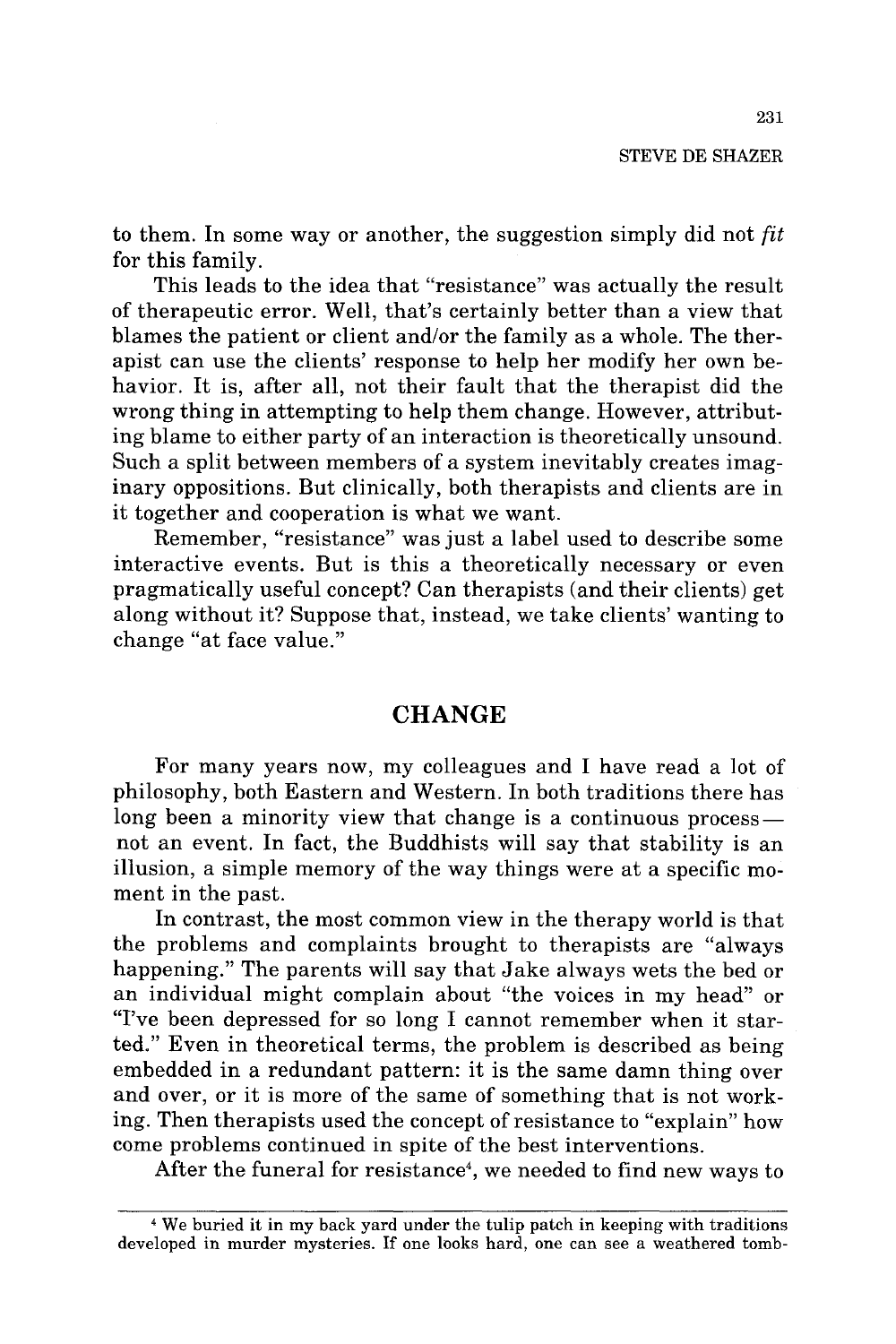to them. In some way or another, the suggestion simply did not *fit* for this family.

This leads to the idea that "resistance" was actually the result of therapeutic error. Well, that's certainly better than a view that blames the patient or client and/or the family as a whole. The therapist can use the clients' response to help her modify her own behavior. It is, after all, not their fault that the therapist did the wrong thing in attempting to help them change. However, attributing blame to either party of an interaction is theoretically unsound. Such a split between members of a system inevitably creates imaginary oppositions. But clinically, both therapists and clients are in it together and cooperation is what we want.

Remember, "resistance" was just a label used to describe some interactive events. But is this a theoretically necessary or even pragmatically useful concept? Can therapists (and their clients) get along without it? Suppose that, instead, we take clients' wanting to change "at face value."

## CHANGE

For many years now, my colleagues and I have read a lot of philosophy, both Eastern and Western. In both traditions there has long been a minority view that change is a continuous process—not an event. In fact, the Buddhists will say that stability is an illusion, a simple memory of the way things were at a specific moment in the past.

In contrast, the most common view in the therapy world is that the problems and complaints brought to therapists are "always happening." The parents will say that Jake always wets the bed or an individual might complain about "the voices in my head" or "I've been depressed for so long I cannot remember when it started." Even in theoretical terms, the problem is described as being embedded in a redundant pattern: it is the same damn thing over and over, or it is more of the same of something that is not working. Then therapists used the concept of resistance to "explain" how come problems continued in spite of the best interventions.

After the funeral for resistance[4], we needed to find new ways to

---

[4] We buried it in my back yard under the tulip patch in keeping with traditions developed in murder mysteries. If one looks hard, one can see a weathered tomb-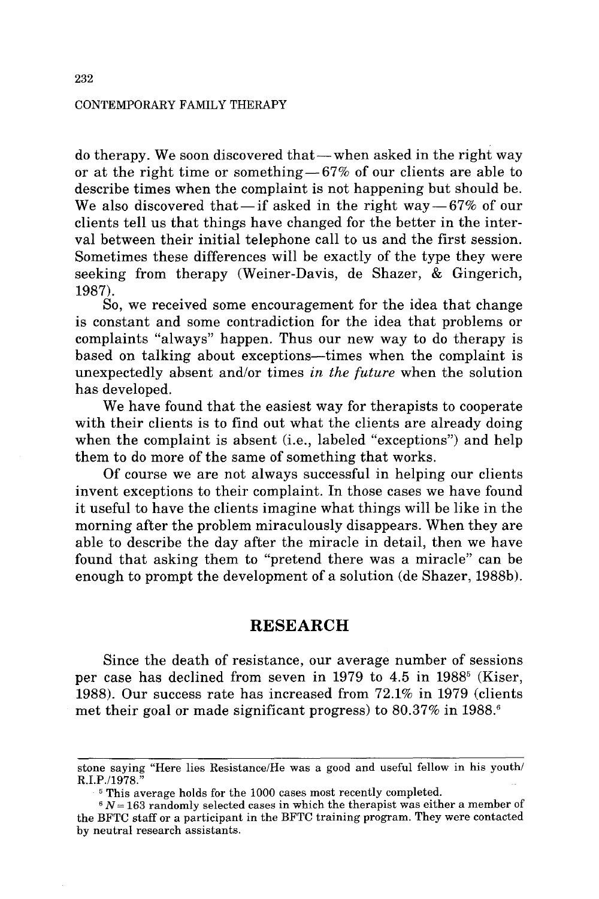do therapy. We soon discovered that—when asked in the right way or at the right time or something—67% of our clients are able to describe times when the complaint is not happening but should be. We also discovered that—if asked in the right way—67% of our clients tell us that things have changed for the better in the interval between their initial telephone call to us and the first session. Sometimes these differences will be exactly of the type they were seeking from therapy (Weiner-Davis, de Shazer, & Gingerich, 1987).

So, we received some encouragement for the idea that change is constant and some contradiction for the idea that problems or complaints "always" happen. Thus our new way to do therapy is based on talking about exceptions—times when the complaint is unexpectedly absent and/or times *in the future* when the solution has developed.

We have found that the easiest way for therapists to cooperate with their clients is to find out what the clients are already doing when the complaint is absent (i.e., labeled "exceptions") and help them to do more of the same of something that works.

Of course we are not always successful in helping our clients invent exceptions to their complaint. In those cases we have found it useful to have the clients imagine what things will be like in the morning after the problem miraculously disappears. When they are able to describe the day after the miracle in detail, then we have found that asking them to "pretend there was a miracle" can be enough to prompt the development of a solution (de Shazer, 1988b).

## RESEARCH

Since the death of resistance, our average number of sessions per case has declined from seven in 1979 to 4.5 in 1988[5] (Kiser, 1988). Our success rate has increased from 72.1% in 1979 (clients met their goal or made significant progress) to 80.37% in 1988.[6]

---

stone saying "Here lies Resistance/He was a good and useful fellow in his youth/ R.I.P./1978."

[5] This average holds for the 1000 cases most recently completed.

[6] $N = 163$ randomly selected cases in which the therapist was either a member of the BFTC staff or a participant in the BFTC training program. They were contacted by neutral research assistants.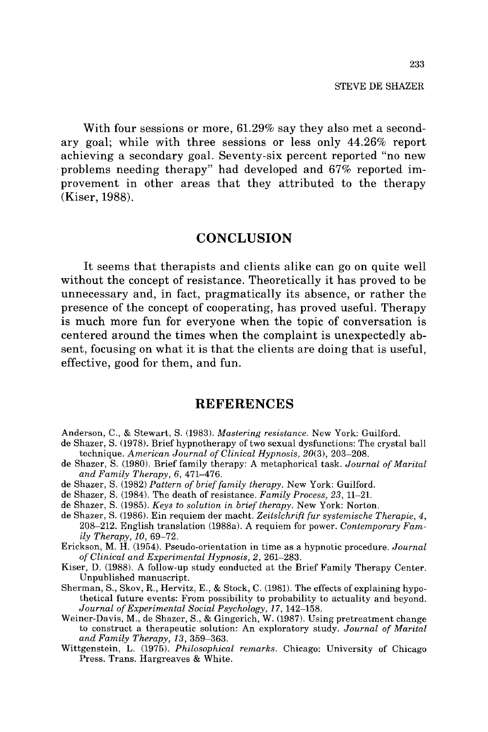With four sessions or more, 61.29% say they also met a secondary goal; while with three sessions or less only 44.26% report achieving a secondary goal. Seventy-six percent reported "no new problems needing therapy" had developed and 67% reported improvement in other areas that they attributed to the therapy (Kiser, 1988).

## CONCLUSION

It seems that therapists and clients alike can go on quite well without the concept of resistance. Theoretically it has proved to be unnecessary and, in fact, pragmatically its absence, or rather the presence of the concept of cooperating, has proved useful. Therapy is much more fun for everyone when the topic of conversation is centered around the times when the complaint is unexpectedly absent, focusing on what it is that the clients are doing that is useful, effective, good for them, and fun.

## REFERENCES

Anderson, C., & Stewart, S. (1983). *Mastering resistance*. New York: Guilford.

de Shazer, S. (1978). Brief hypnotherapy of two sexual dysfunctions: The crystal ball technique. *American Journal of Clinical Hypnosis, 20*(3), 203–208.

de Shazer, S. (1980). Brief family therapy: A metaphorical task. *Journal of Marital and Family Therapy, 6*, 471–476.

de Shazer, S. (1982) *Pattern of brief family therapy*. New York: Guilford.

de Shazer, S. (1984). The death of resistance. *Family Process, 23*, 11–21.

de Shazer, S. (1985). *Keys to solution in brief therapy*. New York: Norton.

de Shazer, S. (1986). Ein requiem der macht. *Zeitslchrift fur systemische Therapie, 4*, 208–212. English translation (1988a). A requiem for power. *Contemporary Family Therapy, 10*, 69–72.

Erickson, M. H. (1954). Pseudo-orientation in time as a hypnotic procedure. *Journal of Clinical and Experimental Hypnosis, 2*, 261–283.

Kiser, D. (1988). A follow-up study conducted at the Brief Family Therapy Center. Unpublished manuscript.

Sherman, S., Skov, R., Hervitz, E., & Stock, C. (1981). The effects of explaining hypothetical future events: From possibility to probability to actuality and beyond. *Journal of Experimental Social Psychology, 17*, 142–158.

Weiner-Davis, M., de Shazer, S., & Gingerich, W. (1987). Using pretreatment change to construct a therapeutic solution: An exploratory study. *Journal of Marital and Family Therapy, 13*, 359–363.

Wittgenstein, L. (1975). *Philosophical remarks*. Chicago: University of Chicago Press. Trans. Hargreaves & White.